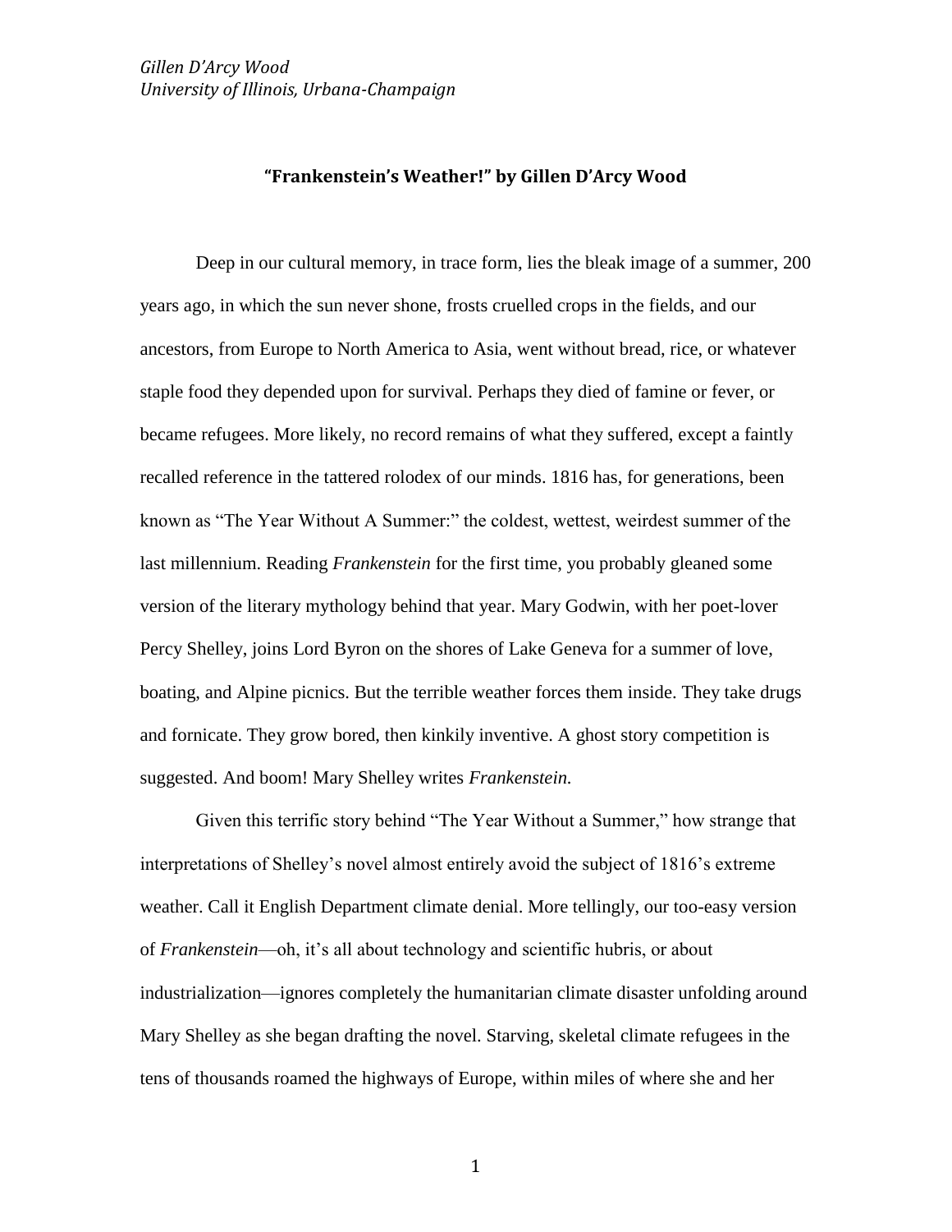*Gillen D'Arcy Wood*
*University of Illinois, Urbana-Champaign*

# "Frankenstein's Weather!" by Gillen D'Arcy Wood

Deep in our cultural memory, in trace form, lies the bleak image of a summer, 200 years ago, in which the sun never shone, frosts cruelled crops in the fields, and our ancestors, from Europe to North America to Asia, went without bread, rice, or whatever staple food they depended upon for survival. Perhaps they died of famine or fever, or became refugees. More likely, no record remains of what they suffered, except a faintly recalled reference in the tattered rolodex of our minds. 1816 has, for generations, been known as "The Year Without A Summer:" the coldest, wettest, weirdest summer of the last millennium. Reading *Frankenstein* for the first time, you probably gleaned some version of the literary mythology behind that year. Mary Godwin, with her poet-lover Percy Shelley, joins Lord Byron on the shores of Lake Geneva for a summer of love, boating, and Alpine picnics. But the terrible weather forces them inside. They take drugs and fornicate. They grow bored, then kinkily inventive. A ghost story competition is suggested. And boom! Mary Shelley writes *Frankenstein.*

Given this terrific story behind "The Year Without a Summer," how strange that interpretations of Shelley's novel almost entirely avoid the subject of 1816's extreme weather. Call it English Department climate denial. More tellingly, our too-easy version of *Frankenstein*—oh, it's all about technology and scientific hubris, or about industrialization—ignores completely the humanitarian climate disaster unfolding around Mary Shelley as she began drafting the novel. Starving, skeletal climate refugees in the tens of thousands roamed the highways of Europe, within miles of where she and her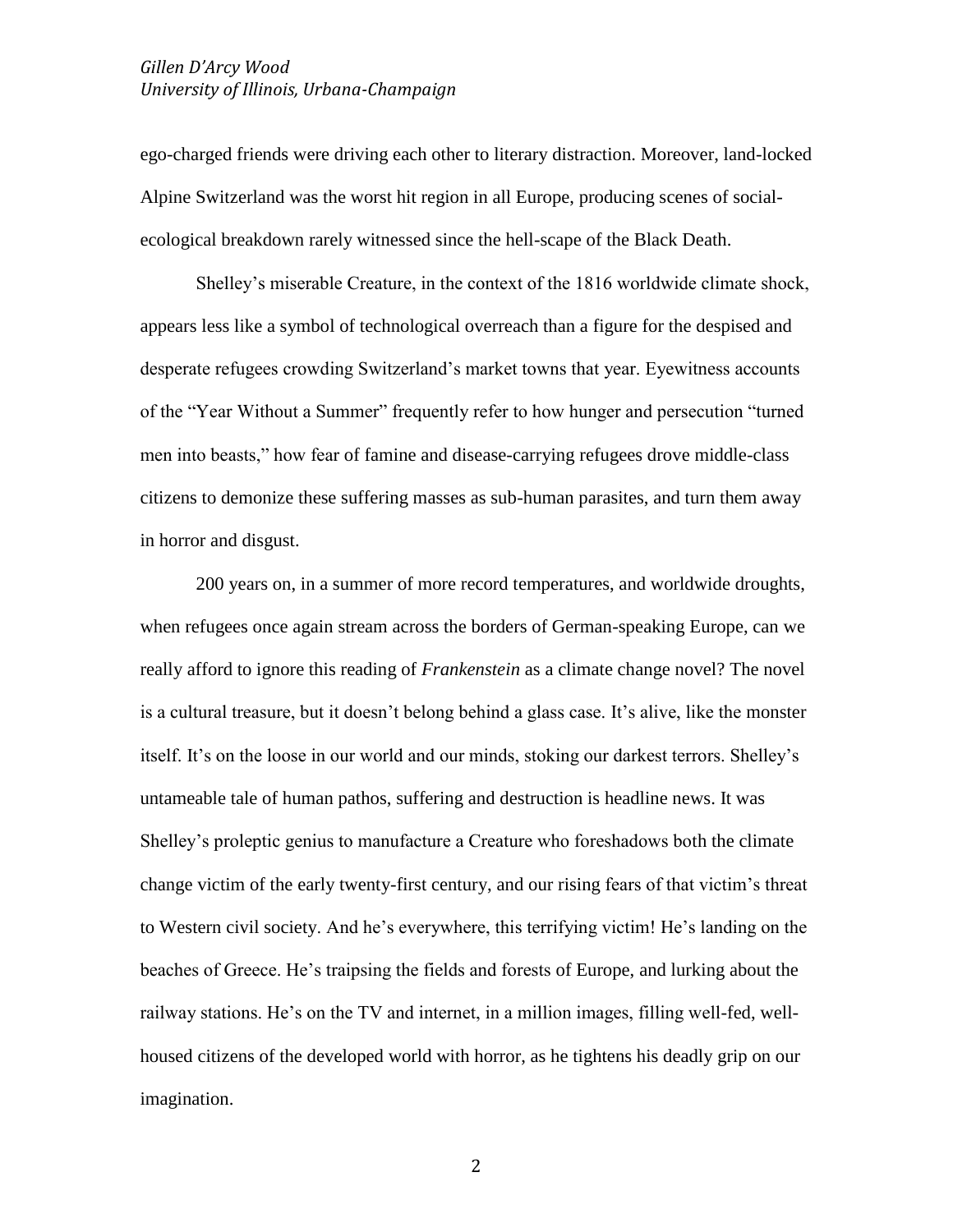ego-charged friends were driving each other to literary distraction. Moreover, land-locked Alpine Switzerland was the worst hit region in all Europe, producing scenes of social-ecological breakdown rarely witnessed since the hell-scape of the Black Death.

Shelley's miserable Creature, in the context of the 1816 worldwide climate shock, appears less like a symbol of technological overreach than a figure for the despised and desperate refugees crowding Switzerland's market towns that year. Eyewitness accounts of the "Year Without a Summer" frequently refer to how hunger and persecution "turned men into beasts," how fear of famine and disease-carrying refugees drove middle-class citizens to demonize these suffering masses as sub-human parasites, and turn them away in horror and disgust.

200 years on, in a summer of more record temperatures, and worldwide droughts, when refugees once again stream across the borders of German-speaking Europe, can we really afford to ignore this reading of *Frankenstein* as a climate change novel? The novel is a cultural treasure, but it doesn't belong behind a glass case. It's alive, like the monster itself. It's on the loose in our world and our minds, stoking our darkest terrors. Shelley's untameable tale of human pathos, suffering and destruction is headline news. It was Shelley's proleptic genius to manufacture a Creature who foreshadows both the climate change victim of the early twenty-first century, and our rising fears of that victim's threat to Western civil society. And he's everywhere, this terrifying victim! He's landing on the beaches of Greece. He's traipsing the fields and forests of Europe, and lurking about the railway stations. He's on the TV and internet, in a million images, filling well-fed, well-housed citizens of the developed world with horror, as he tightens his deadly grip on our imagination.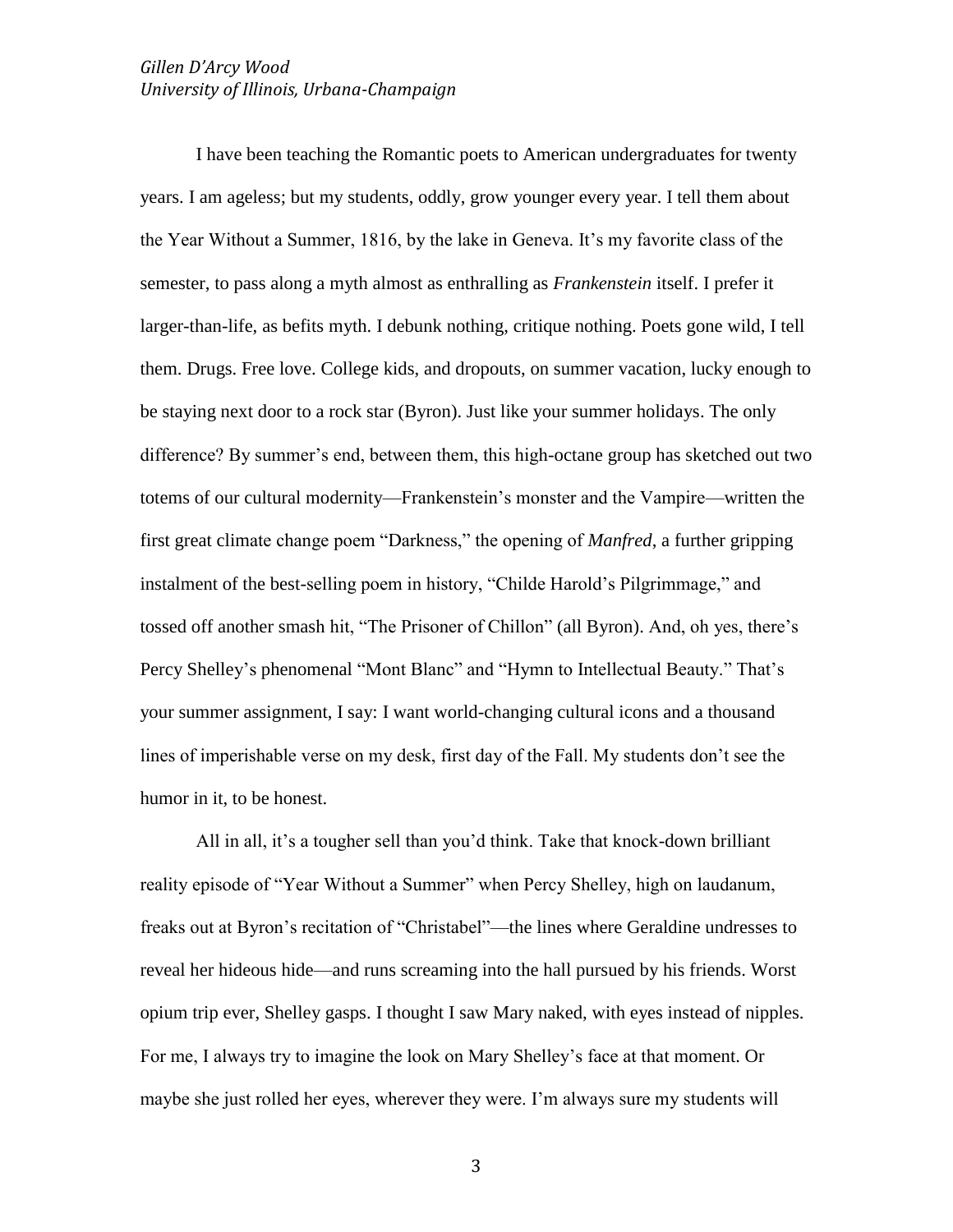*Gillen D'Arcy Wood*
*University of Illinois, Urbana-Champaign*

I have been teaching the Romantic poets to American undergraduates for twenty years. I am ageless; but my students, oddly, grow younger every year. I tell them about the Year Without a Summer, 1816, by the lake in Geneva. It's my favorite class of the semester, to pass along a myth almost as enthralling as *Frankenstein* itself. I prefer it larger-than-life, as befits myth. I debunk nothing, critique nothing. Poets gone wild, I tell them. Drugs. Free love. College kids, and dropouts, on summer vacation, lucky enough to be staying next door to a rock star (Byron). Just like your summer holidays. The only difference? By summer's end, between them, this high-octane group has sketched out two totems of our cultural modernity—Frankenstein's monster and the Vampire—written the first great climate change poem "Darkness," the opening of *Manfred*, a further gripping instalment of the best-selling poem in history, "Childe Harold's Pilgrimmage," and tossed off another smash hit, "The Prisoner of Chillon" (all Byron). And, oh yes, there's Percy Shelley's phenomenal "Mont Blanc" and "Hymn to Intellectual Beauty." That's your summer assignment, I say: I want world-changing cultural icons and a thousand lines of imperishable verse on my desk, first day of the Fall. My students don't see the humor in it, to be honest.

All in all, it's a tougher sell than you'd think. Take that knock-down brilliant reality episode of "Year Without a Summer" when Percy Shelley, high on laudanum, freaks out at Byron's recitation of "Christabel"—the lines where Geraldine undresses to reveal her hideous hide—and runs screaming into the hall pursued by his friends. Worst opium trip ever, Shelley gasps. I thought I saw Mary naked, with eyes instead of nipples. For me, I always try to imagine the look on Mary Shelley's face at that moment. Or maybe she just rolled her eyes, wherever they were. I'm always sure my students will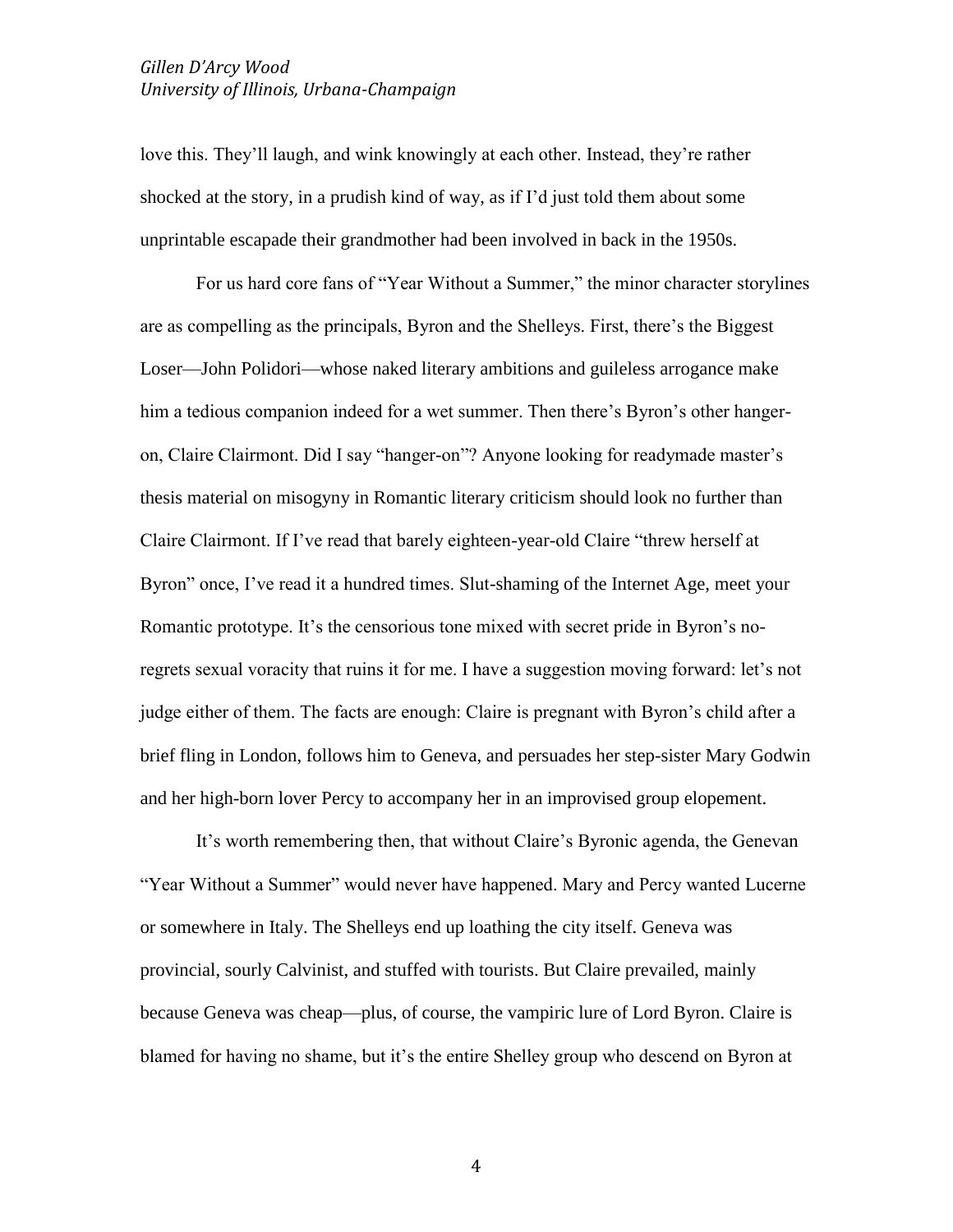love this. They'll laugh, and wink knowingly at each other. Instead, they're rather shocked at the story, in a prudish kind of way, as if I'd just told them about some unprintable escapade their grandmother had been involved in back in the 1950s.

For us hard core fans of "Year Without a Summer," the minor character storylines are as compelling as the principals, Byron and the Shelleys. First, there's the Biggest Loser—John Polidori—whose naked literary ambitions and guileless arrogance make him a tedious companion indeed for a wet summer. Then there's Byron's other hanger-on, Claire Clairmont. Did I say "hanger-on"? Anyone looking for readymade master's thesis material on misogyny in Romantic literary criticism should look no further than Claire Clairmont. If I've read that barely eighteen-year-old Claire "threw herself at Byron" once, I've read it a hundred times. Slut-shaming of the Internet Age, meet your Romantic prototype. It's the censorious tone mixed with secret pride in Byron's no-regrets sexual voracity that ruins it for me. I have a suggestion moving forward: let's not judge either of them. The facts are enough: Claire is pregnant with Byron's child after a brief fling in London, follows him to Geneva, and persuades her step-sister Mary Godwin and her high-born lover Percy to accompany her in an improvised group elopement.

It's worth remembering then, that without Claire's Byronic agenda, the Genevan "Year Without a Summer" would never have happened. Mary and Percy wanted Lucerne or somewhere in Italy. The Shelleys end up loathing the city itself. Geneva was provincial, sourly Calvinist, and stuffed with tourists. But Claire prevailed, mainly because Geneva was cheap—plus, of course, the vampiric lure of Lord Byron. Claire is blamed for having no shame, but it's the entire Shelley group who descend on Byron at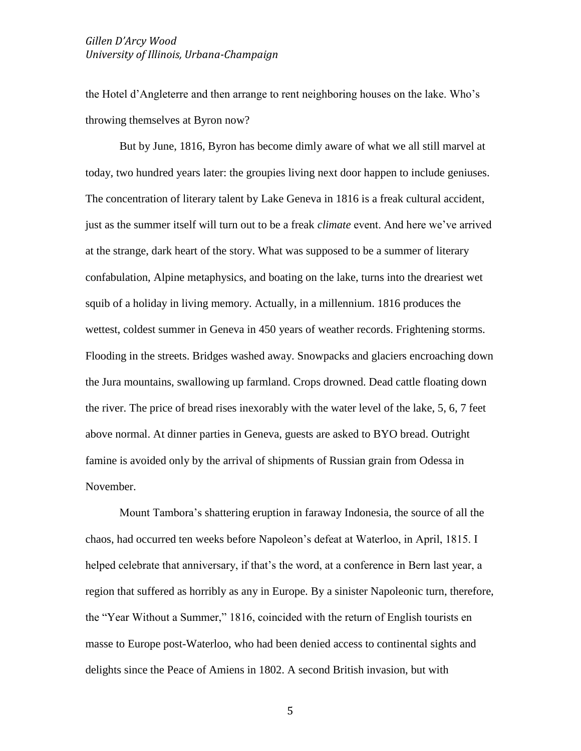the Hotel d'Angleterre and then arrange to rent neighboring houses on the lake. Who's throwing themselves at Byron now?

But by June, 1816, Byron has become dimly aware of what we all still marvel at today, two hundred years later: the groupies living next door happen to include geniuses. The concentration of literary talent by Lake Geneva in 1816 is a freak cultural accident, just as the summer itself will turn out to be a freak *climate* event. And here we've arrived at the strange, dark heart of the story. What was supposed to be a summer of literary confabulation, Alpine metaphysics, and boating on the lake, turns into the dreariest wet squib of a holiday in living memory. Actually, in a millennium. 1816 produces the wettest, coldest summer in Geneva in 450 years of weather records. Frightening storms. Flooding in the streets. Bridges washed away. Snowpacks and glaciers encroaching down the Jura mountains, swallowing up farmland. Crops drowned. Dead cattle floating down the river. The price of bread rises inexorably with the water level of the lake, 5, 6, 7 feet above normal. At dinner parties in Geneva, guests are asked to BYO bread. Outright famine is avoided only by the arrival of shipments of Russian grain from Odessa in November.

Mount Tambora's shattering eruption in faraway Indonesia, the source of all the chaos, had occurred ten weeks before Napoleon's defeat at Waterloo, in April, 1815. I helped celebrate that anniversary, if that's the word, at a conference in Bern last year, a region that suffered as horribly as any in Europe. By a sinister Napoleonic turn, therefore, the "Year Without a Summer," 1816, coincided with the return of English tourists en masse to Europe post-Waterloo, who had been denied access to continental sights and delights since the Peace of Amiens in 1802. A second British invasion, but with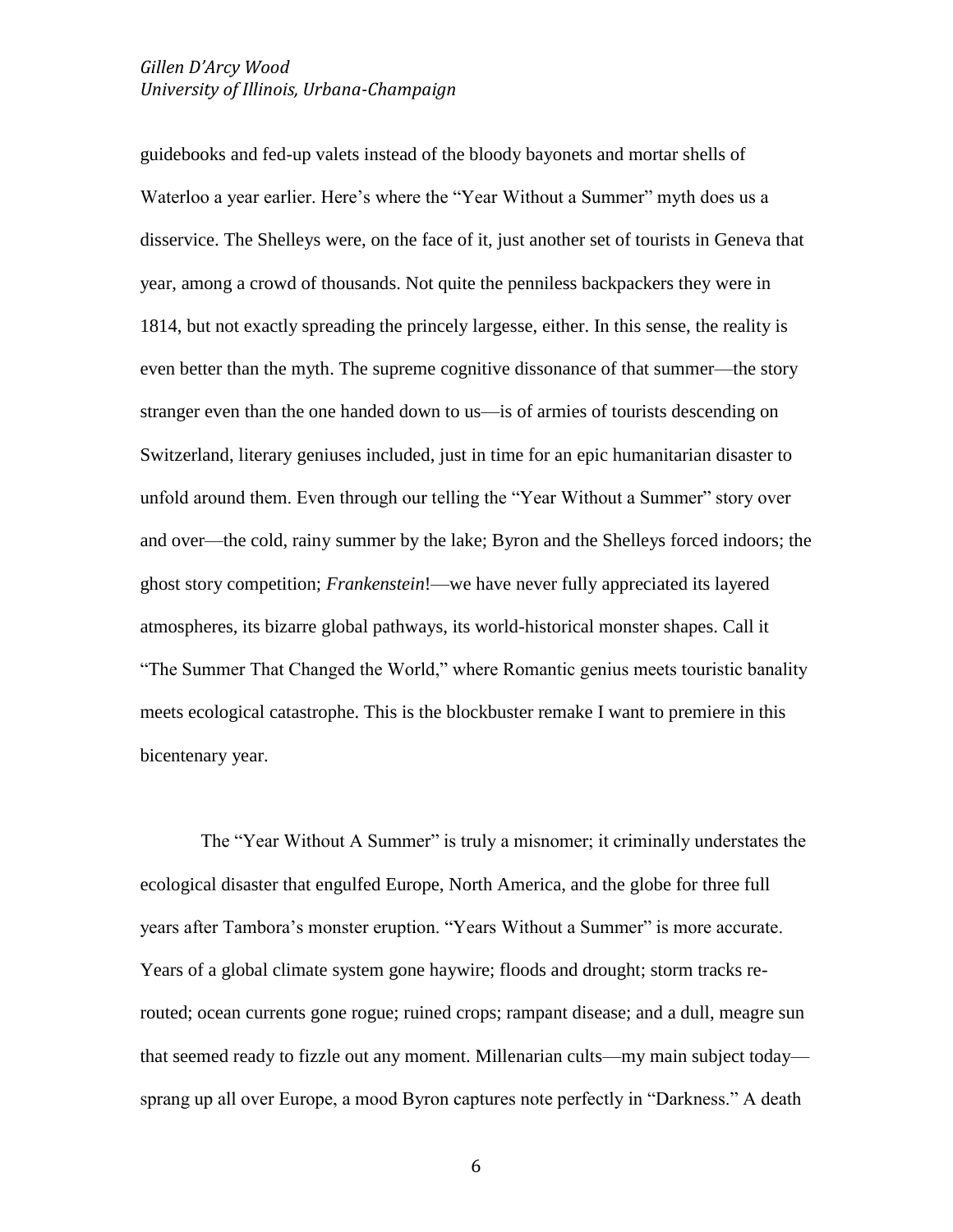guidebooks and fed-up valets instead of the bloody bayonets and mortar shells of Waterloo a year earlier. Here's where the "Year Without a Summer" myth does us a disservice. The Shelleys were, on the face of it, just another set of tourists in Geneva that year, among a crowd of thousands. Not quite the penniless backpackers they were in 1814, but not exactly spreading the princely largesse, either. In this sense, the reality is even better than the myth. The supreme cognitive dissonance of that summer—the story stranger even than the one handed down to us—is of armies of tourists descending on Switzerland, literary geniuses included, just in time for an epic humanitarian disaster to unfold around them. Even through our telling the "Year Without a Summer" story over and over—the cold, rainy summer by the lake; Byron and the Shelleys forced indoors; the ghost story competition; *Frankenstein*!—we have never fully appreciated its layered atmospheres, its bizarre global pathways, its world-historical monster shapes. Call it "The Summer That Changed the World," where Romantic genius meets touristic banality meets ecological catastrophe. This is the blockbuster remake I want to premiere in this bicentenary year.

The "Year Without A Summer" is truly a misnomer; it criminally understates the ecological disaster that engulfed Europe, North America, and the globe for three full years after Tambora's monster eruption. "Years Without a Summer" is more accurate. Years of a global climate system gone haywire; floods and drought; storm tracks re-routed; ocean currents gone rogue; ruined crops; rampant disease; and a dull, meagre sun that seemed ready to fizzle out any moment. Millenarian cults—my main subject today—sprang up all over Europe, a mood Byron captures note perfectly in "Darkness." A death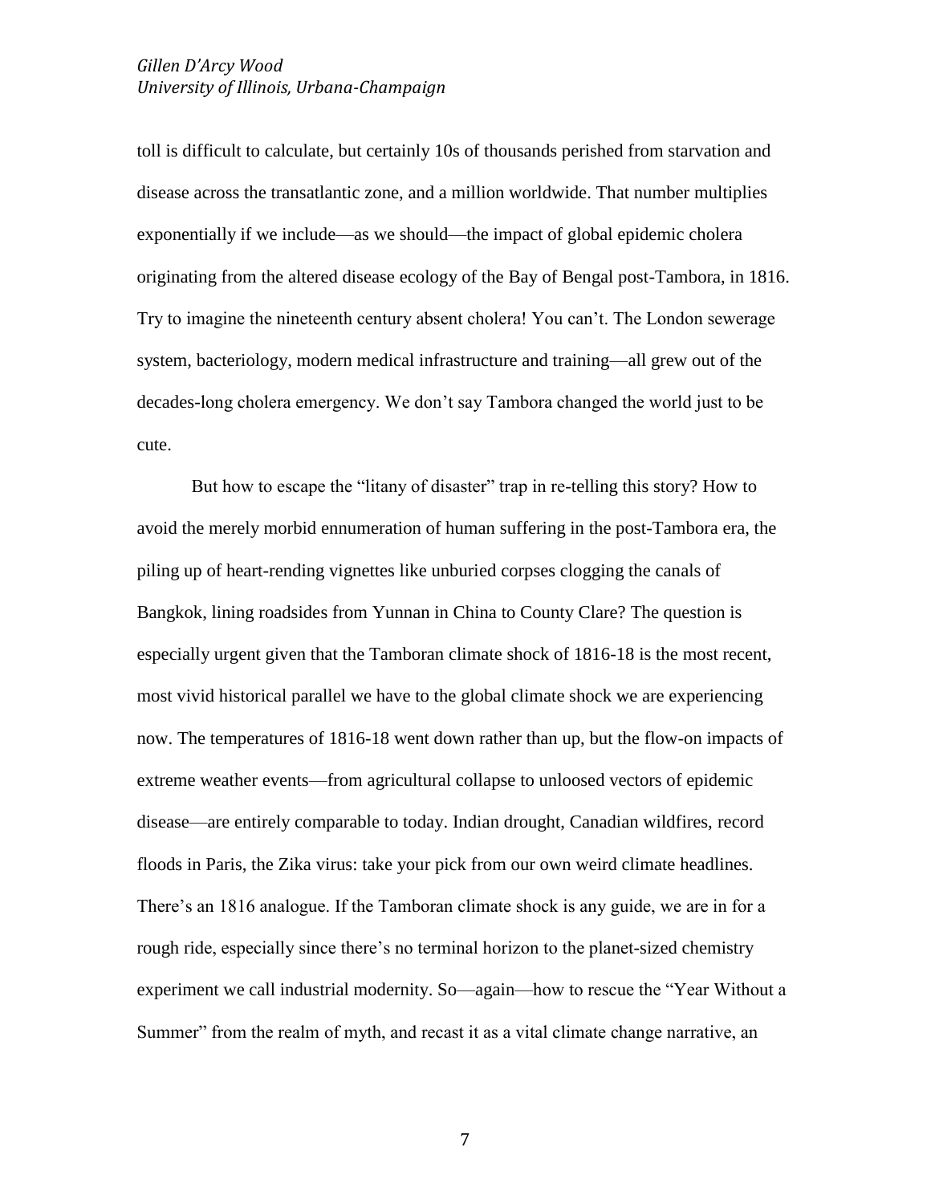toll is difficult to calculate, but certainly 10s of thousands perished from starvation and disease across the transatlantic zone, and a million worldwide. That number multiplies exponentially if we include—as we should—the impact of global epidemic cholera originating from the altered disease ecology of the Bay of Bengal post-Tambora, in 1816. Try to imagine the nineteenth century absent cholera! You can't. The London sewerage system, bacteriology, modern medical infrastructure and training—all grew out of the decades-long cholera emergency. We don't say Tambora changed the world just to be cute.

But how to escape the "litany of disaster" trap in re-telling this story? How to avoid the merely morbid ennumeration of human suffering in the post-Tambora era, the piling up of heart-rending vignettes like unburied corpses clogging the canals of Bangkok, lining roadsides from Yunnan in China to County Clare? The question is especially urgent given that the Tamboran climate shock of 1816-18 is the most recent, most vivid historical parallel we have to the global climate shock we are experiencing now. The temperatures of 1816-18 went down rather than up, but the flow-on impacts of extreme weather events—from agricultural collapse to unloosed vectors of epidemic disease—are entirely comparable to today. Indian drought, Canadian wildfires, record floods in Paris, the Zika virus: take your pick from our own weird climate headlines. There's an 1816 analogue. If the Tamboran climate shock is any guide, we are in for a rough ride, especially since there's no terminal horizon to the planet-sized chemistry experiment we call industrial modernity. So—again—how to rescue the "Year Without a Summer" from the realm of myth, and recast it as a vital climate change narrative, an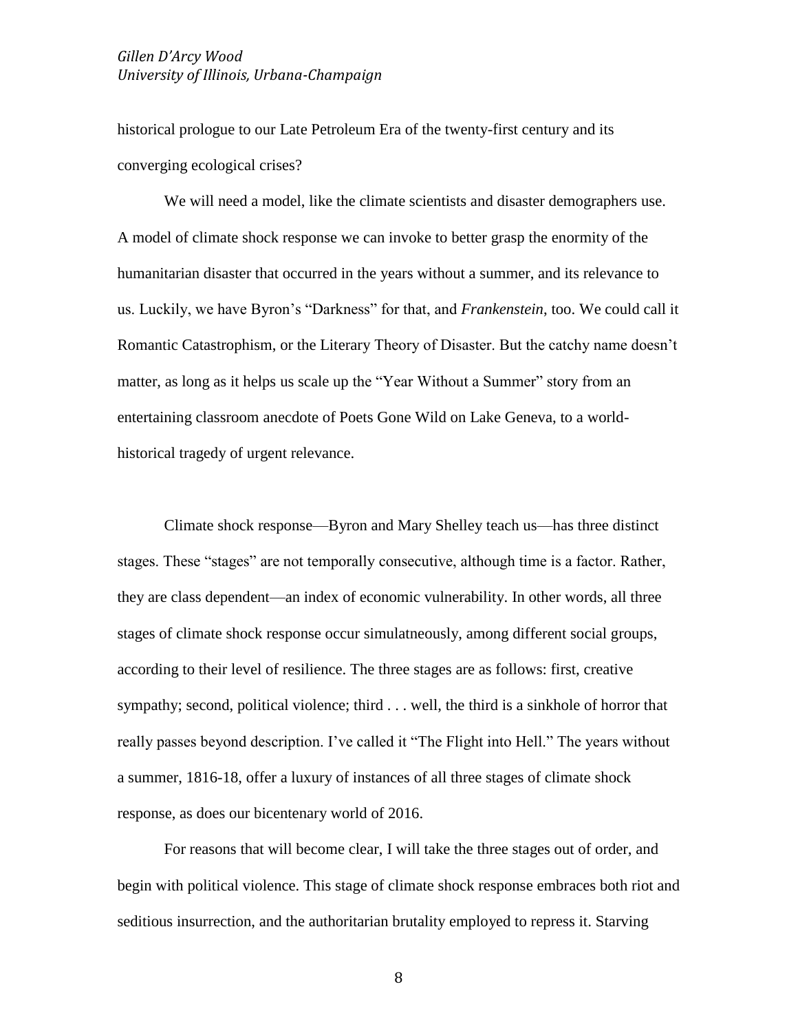historical prologue to our Late Petroleum Era of the twenty-first century and its converging ecological crises?

We will need a model, like the climate scientists and disaster demographers use. A model of climate shock response we can invoke to better grasp the enormity of the humanitarian disaster that occurred in the years without a summer, and its relevance to us. Luckily, we have Byron's "Darkness" for that, and *Frankenstein*, too. We could call it Romantic Catastrophism, or the Literary Theory of Disaster. But the catchy name doesn't matter, as long as it helps us scale up the "Year Without a Summer" story from an entertaining classroom anecdote of Poets Gone Wild on Lake Geneva, to a world-historical tragedy of urgent relevance.

Climate shock response—Byron and Mary Shelley teach us—has three distinct stages. These "stages" are not temporally consecutive, although time is a factor. Rather, they are class dependent—an index of economic vulnerability. In other words, all three stages of climate shock response occur simulatneously, among different social groups, according to their level of resilience. The three stages are as follows: first, creative sympathy; second, political violence; third . . . well, the third is a sinkhole of horror that really passes beyond description. I've called it "The Flight into Hell." The years without a summer, 1816-18, offer a luxury of instances of all three stages of climate shock response, as does our bicentenary world of 2016.

For reasons that will become clear, I will take the three stages out of order, and begin with political violence. This stage of climate shock response embraces both riot and seditious insurrection, and the authoritarian brutality employed to repress it. Starving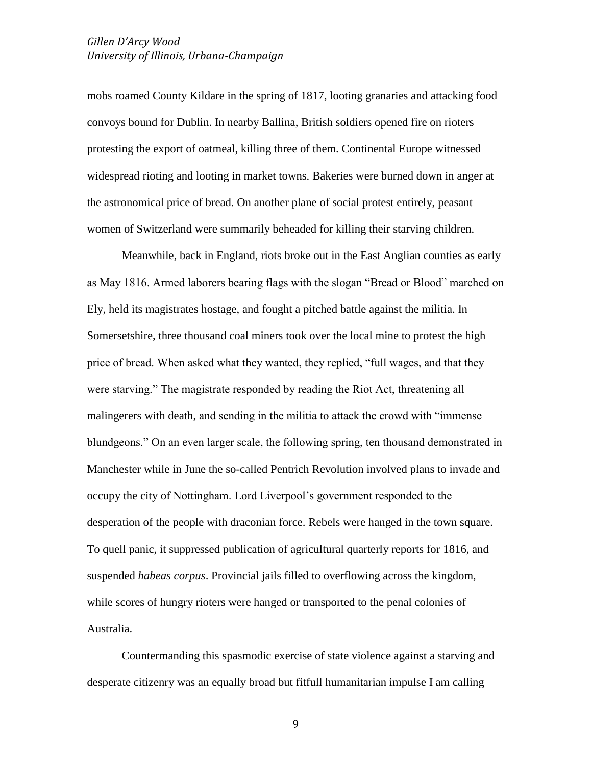mobs roamed County Kildare in the spring of 1817, looting granaries and attacking food convoys bound for Dublin. In nearby Ballina, British soldiers opened fire on rioters protesting the export of oatmeal, killing three of them. Continental Europe witnessed widespread rioting and looting in market towns. Bakeries were burned down in anger at the astronomical price of bread. On another plane of social protest entirely, peasant women of Switzerland were summarily beheaded for killing their starving children.

Meanwhile, back in England, riots broke out in the East Anglian counties as early as May 1816. Armed laborers bearing flags with the slogan "Bread or Blood" marched on Ely, held its magistrates hostage, and fought a pitched battle against the militia. In Somersetshire, three thousand coal miners took over the local mine to protest the high price of bread. When asked what they wanted, they replied, "full wages, and that they were starving." The magistrate responded by reading the Riot Act, threatening all malingerers with death, and sending in the militia to attack the crowd with "immense blundgeons." On an even larger scale, the following spring, ten thousand demonstrated in Manchester while in June the so-called Pentrich Revolution involved plans to invade and occupy the city of Nottingham. Lord Liverpool's government responded to the desperation of the people with draconian force. Rebels were hanged in the town square. To quell panic, it suppressed publication of agricultural quarterly reports for 1816, and suspended *habeas corpus*. Provincial jails filled to overflowing across the kingdom, while scores of hungry rioters were hanged or transported to the penal colonies of Australia.

Countermanding this spasmodic exercise of state violence against a starving and desperate citizenry was an equally broad but fitfull humanitarian impulse I am calling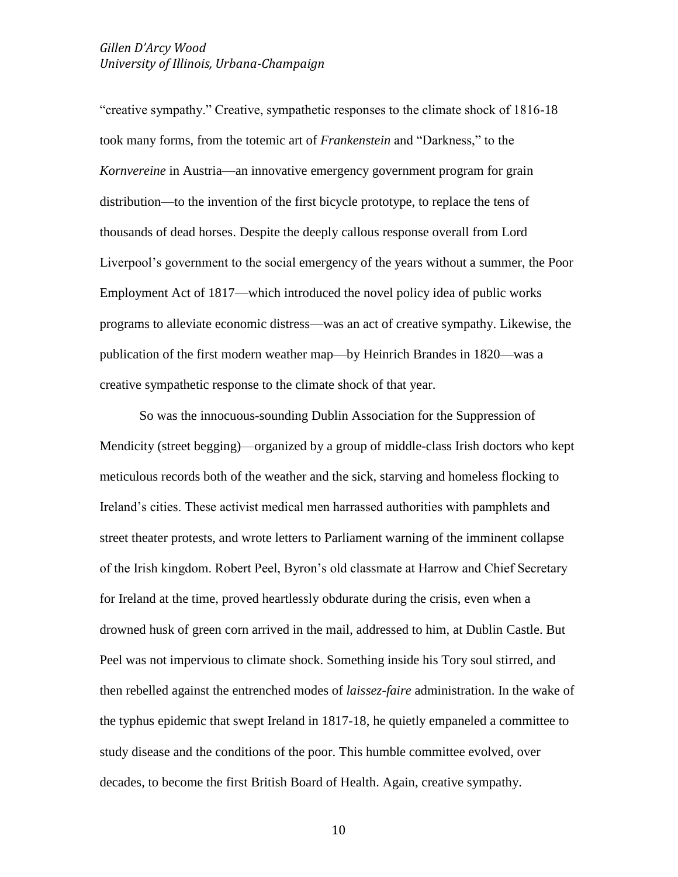"creative sympathy." Creative, sympathetic responses to the climate shock of 1816-18 took many forms, from the totemic art of *Frankenstein* and "Darkness," to the *Kornvereine* in Austria—an innovative emergency government program for grain distribution—to the invention of the first bicycle prototype, to replace the tens of thousands of dead horses. Despite the deeply callous response overall from Lord Liverpool's government to the social emergency of the years without a summer, the Poor Employment Act of 1817—which introduced the novel policy idea of public works programs to alleviate economic distress—was an act of creative sympathy. Likewise, the publication of the first modern weather map—by Heinrich Brandes in 1820—was a creative sympathetic response to the climate shock of that year.

So was the innocuous-sounding Dublin Association for the Suppression of Mendicity (street begging)—organized by a group of middle-class Irish doctors who kept meticulous records both of the weather and the sick, starving and homeless flocking to Ireland's cities. These activist medical men harrassed authorities with pamphlets and street theater protests, and wrote letters to Parliament warning of the imminent collapse of the Irish kingdom. Robert Peel, Byron's old classmate at Harrow and Chief Secretary for Ireland at the time, proved heartlessly obdurate during the crisis, even when a drowned husk of green corn arrived in the mail, addressed to him, at Dublin Castle. But Peel was not impervious to climate shock. Something inside his Tory soul stirred, and then rebelled against the entrenched modes of *laissez-faire* administration. In the wake of the typhus epidemic that swept Ireland in 1817-18, he quietly empaneled a committee to study disease and the conditions of the poor. This humble committee evolved, over decades, to become the first British Board of Health. Again, creative sympathy.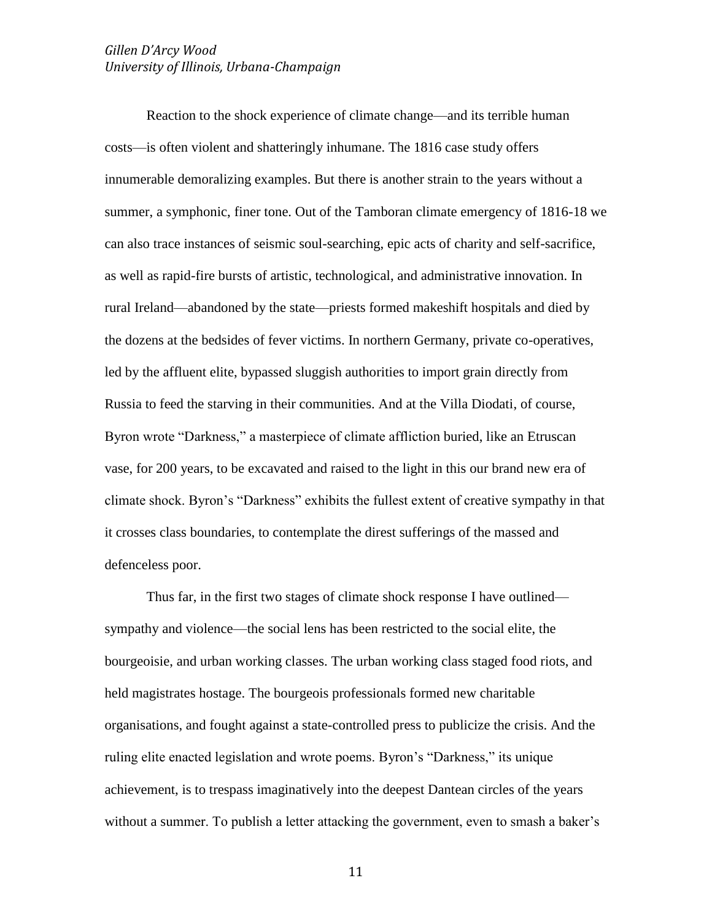Reaction to the shock experience of climate change—and its terrible human costs—is often violent and shatteringly inhumane. The 1816 case study offers innumerable demoralizing examples. But there is another strain to the years without a summer, a symphonic, finer tone. Out of the Tamboran climate emergency of 1816-18 we can also trace instances of seismic soul-searching, epic acts of charity and self-sacrifice, as well as rapid-fire bursts of artistic, technological, and administrative innovation. In rural Ireland—abandoned by the state—priests formed makeshift hospitals and died by the dozens at the bedsides of fever victims. In northern Germany, private co-operatives, led by the affluent elite, bypassed sluggish authorities to import grain directly from Russia to feed the starving in their communities. And at the Villa Diodati, of course, Byron wrote "Darkness," a masterpiece of climate affliction buried, like an Etruscan vase, for 200 years, to be excavated and raised to the light in this our brand new era of climate shock. Byron's "Darkness" exhibits the fullest extent of creative sympathy in that it crosses class boundaries, to contemplate the direst sufferings of the massed and defenceless poor.

Thus far, in the first two stages of climate shock response I have outlined—sympathy and violence—the social lens has been restricted to the social elite, the bourgeoisie, and urban working classes. The urban working class staged food riots, and held magistrates hostage. The bourgeois professionals formed new charitable organisations, and fought against a state-controlled press to publicize the crisis. And the ruling elite enacted legislation and wrote poems. Byron's "Darkness," its unique achievement, is to trespass imaginatively into the deepest Dantean circles of the years without a summer. To publish a letter attacking the government, even to smash a baker's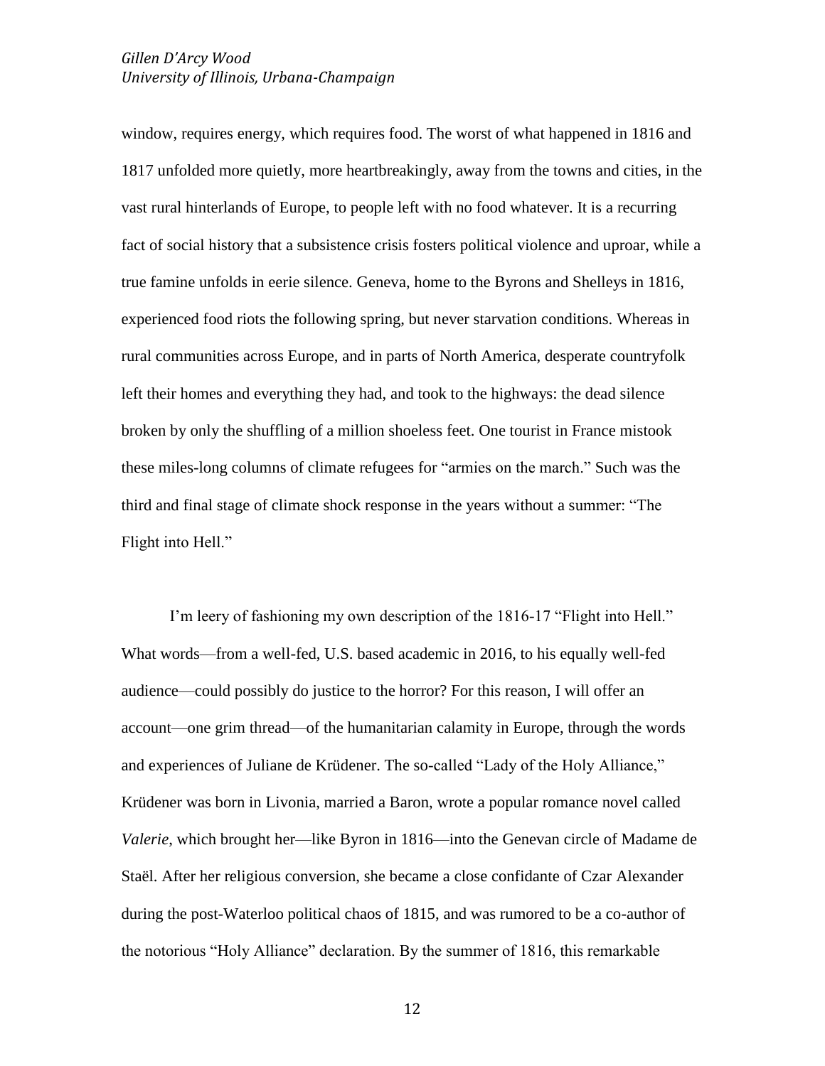window, requires energy, which requires food. The worst of what happened in 1816 and 1817 unfolded more quietly, more heartbreakingly, away from the towns and cities, in the vast rural hinterlands of Europe, to people left with no food whatever. It is a recurring fact of social history that a subsistence crisis fosters political violence and uproar, while a true famine unfolds in eerie silence. Geneva, home to the Byrons and Shelleys in 1816, experienced food riots the following spring, but never starvation conditions. Whereas in rural communities across Europe, and in parts of North America, desperate countryfolk left their homes and everything they had, and took to the highways: the dead silence broken by only the shuffling of a million shoeless feet. One tourist in France mistook these miles-long columns of climate refugees for "armies on the march." Such was the third and final stage of climate shock response in the years without a summer: "The Flight into Hell."

I'm leery of fashioning my own description of the 1816-17 "Flight into Hell." What words—from a well-fed, U.S. based academic in 2016, to his equally well-fed audience—could possibly do justice to the horror? For this reason, I will offer an account—one grim thread—of the humanitarian calamity in Europe, through the words and experiences of Juliane de Krüdener. The so-called "Lady of the Holy Alliance," Krüdener was born in Livonia, married a Baron, wrote a popular romance novel called *Valerie*, which brought her—like Byron in 1816—into the Genevan circle of Madame de Staël. After her religious conversion, she became a close confidante of Czar Alexander during the post-Waterloo political chaos of 1815, and was rumored to be a co-author of the notorious "Holy Alliance" declaration. By the summer of 1816, this remarkable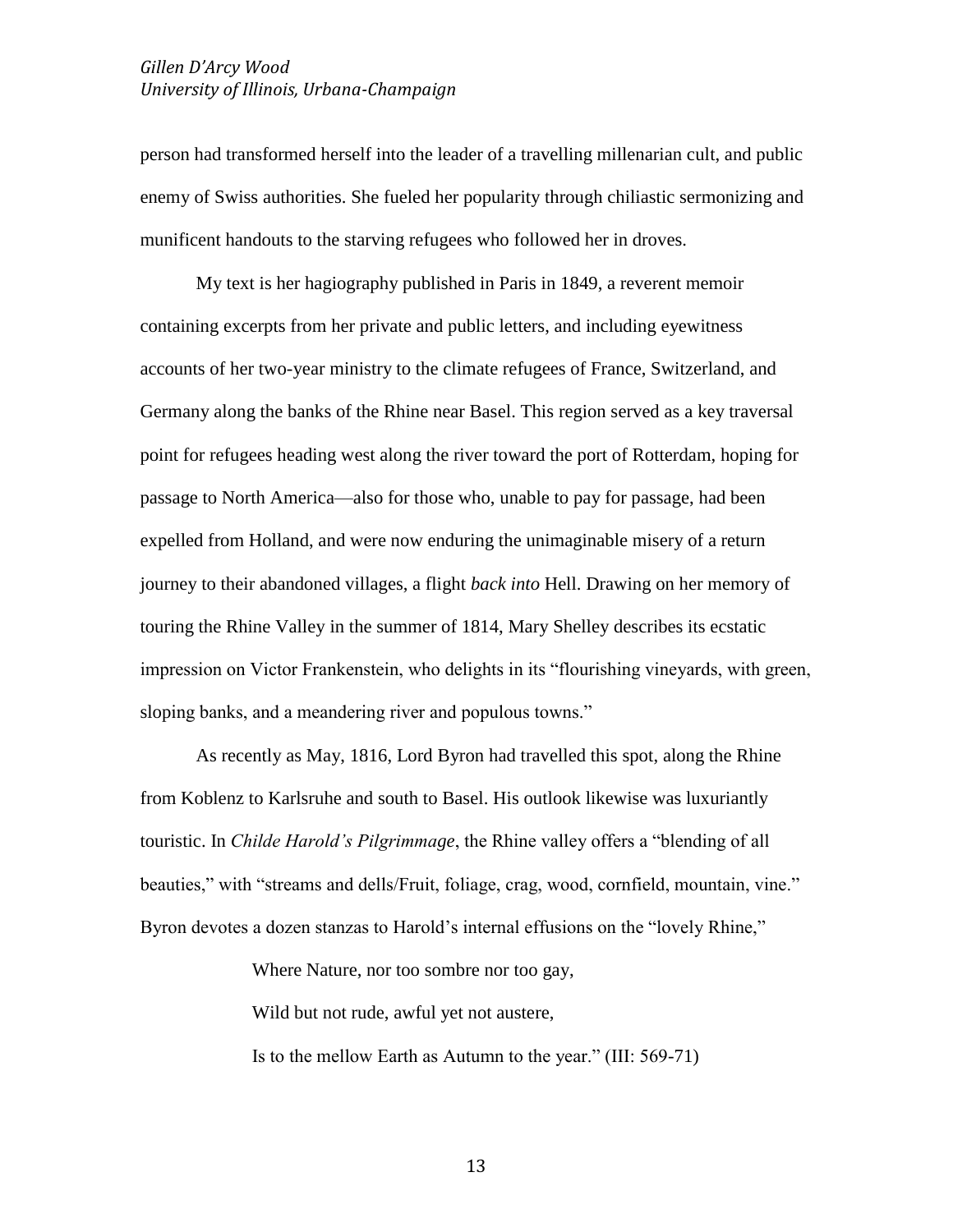person had transformed herself into the leader of a travelling millenarian cult, and public enemy of Swiss authorities. She fueled her popularity through chiliastic sermonizing and munificent handouts to the starving refugees who followed her in droves.

My text is her hagiography published in Paris in 1849, a reverent memoir containing excerpts from her private and public letters, and including eyewitness accounts of her two-year ministry to the climate refugees of France, Switzerland, and Germany along the banks of the Rhine near Basel. This region served as a key traversal point for refugees heading west along the river toward the port of Rotterdam, hoping for passage to North America—also for those who, unable to pay for passage, had been expelled from Holland, and were now enduring the unimaginable misery of a return journey to their abandoned villages, a flight *back into* Hell. Drawing on her memory of touring the Rhine Valley in the summer of 1814, Mary Shelley describes its ecstatic impression on Victor Frankenstein, who delights in its "flourishing vineyards, with green, sloping banks, and a meandering river and populous towns."

As recently as May, 1816, Lord Byron had travelled this spot, along the Rhine from Koblenz to Karlsruhe and south to Basel. His outlook likewise was luxuriantly touristic. In *Childe Harold's Pilgrimmage*, the Rhine valley offers a "blending of all beauties," with "streams and dells/Fruit, foliage, crag, wood, cornfield, mountain, vine." Byron devotes a dozen stanzas to Harold's internal effusions on the "lovely Rhine,"

> Where Nature, nor too sombre nor too gay,
>
> Wild but not rude, awful yet not austere,
>
> Is to the mellow Earth as Autumn to the year." (III: 569-71)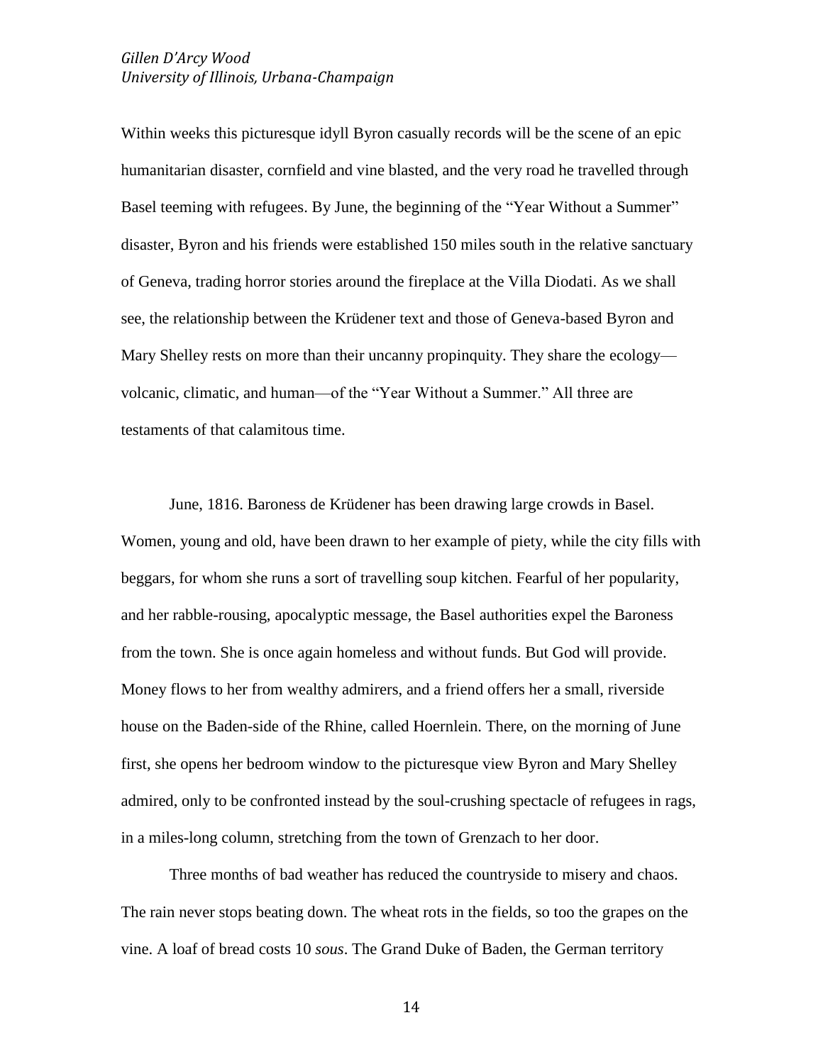Within weeks this picturesque idyll Byron casually records will be the scene of an epic humanitarian disaster, cornfield and vine blasted, and the very road he travelled through Basel teeming with refugees. By June, the beginning of the "Year Without a Summer" disaster, Byron and his friends were established 150 miles south in the relative sanctuary of Geneva, trading horror stories around the fireplace at the Villa Diodati. As we shall see, the relationship between the Krüdener text and those of Geneva-based Byron and Mary Shelley rests on more than their uncanny propinquity. They share the ecology—volcanic, climatic, and human—of the "Year Without a Summer." All three are testaments of that calamitous time.

June, 1816. Baroness de Krüdener has been drawing large crowds in Basel. Women, young and old, have been drawn to her example of piety, while the city fills with beggars, for whom she runs a sort of travelling soup kitchen. Fearful of her popularity, and her rabble-rousing, apocalyptic message, the Basel authorities expel the Baroness from the town. She is once again homeless and without funds. But God will provide. Money flows to her from wealthy admirers, and a friend offers her a small, riverside house on the Baden-side of the Rhine, called Hoernlein. There, on the morning of June first, she opens her bedroom window to the picturesque view Byron and Mary Shelley admired, only to be confronted instead by the soul-crushing spectacle of refugees in rags, in a miles-long column, stretching from the town of Grenzach to her door.

Three months of bad weather has reduced the countryside to misery and chaos. The rain never stops beating down. The wheat rots in the fields, so too the grapes on the vine. A loaf of bread costs 10 *sous*. The Grand Duke of Baden, the German territory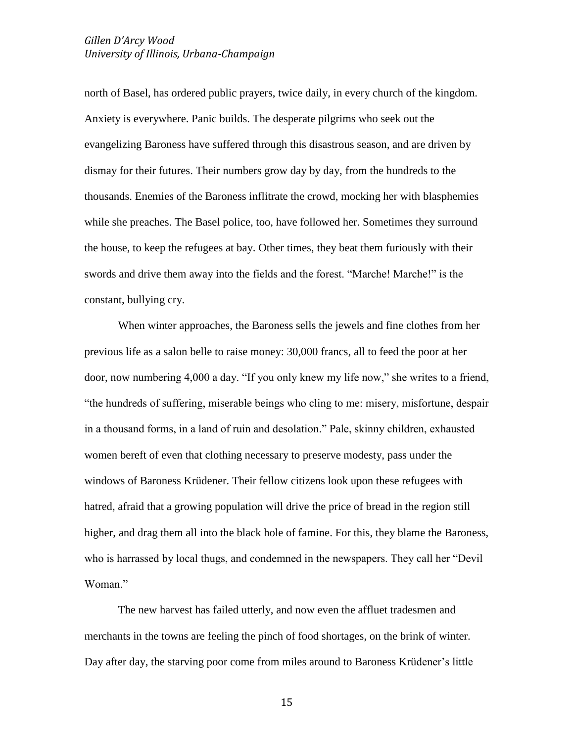north of Basel, has ordered public prayers, twice daily, in every church of the kingdom. Anxiety is everywhere. Panic builds. The desperate pilgrims who seek out the evangelizing Baroness have suffered through this disastrous season, and are driven by dismay for their futures. Their numbers grow day by day, from the hundreds to the thousands. Enemies of the Baroness inflitrate the crowd, mocking her with blasphemies while she preaches. The Basel police, too, have followed her. Sometimes they surround the house, to keep the refugees at bay. Other times, they beat them furiously with their swords and drive them away into the fields and the forest. "Marche! Marche!" is the constant, bullying cry.

When winter approaches, the Baroness sells the jewels and fine clothes from her previous life as a salon belle to raise money: 30,000 francs, all to feed the poor at her door, now numbering 4,000 a day. "If you only knew my life now," she writes to a friend, "the hundreds of suffering, miserable beings who cling to me: misery, misfortune, despair in a thousand forms, in a land of ruin and desolation." Pale, skinny children, exhausted women bereft of even that clothing necessary to preserve modesty, pass under the windows of Baroness Krüdener. Their fellow citizens look upon these refugees with hatred, afraid that a growing population will drive the price of bread in the region still higher, and drag them all into the black hole of famine. For this, they blame the Baroness, who is harrassed by local thugs, and condemned in the newspapers. They call her "Devil Woman."

The new harvest has failed utterly, and now even the affluet tradesmen and merchants in the towns are feeling the pinch of food shortages, on the brink of winter. Day after day, the starving poor come from miles around to Baroness Krüdener's little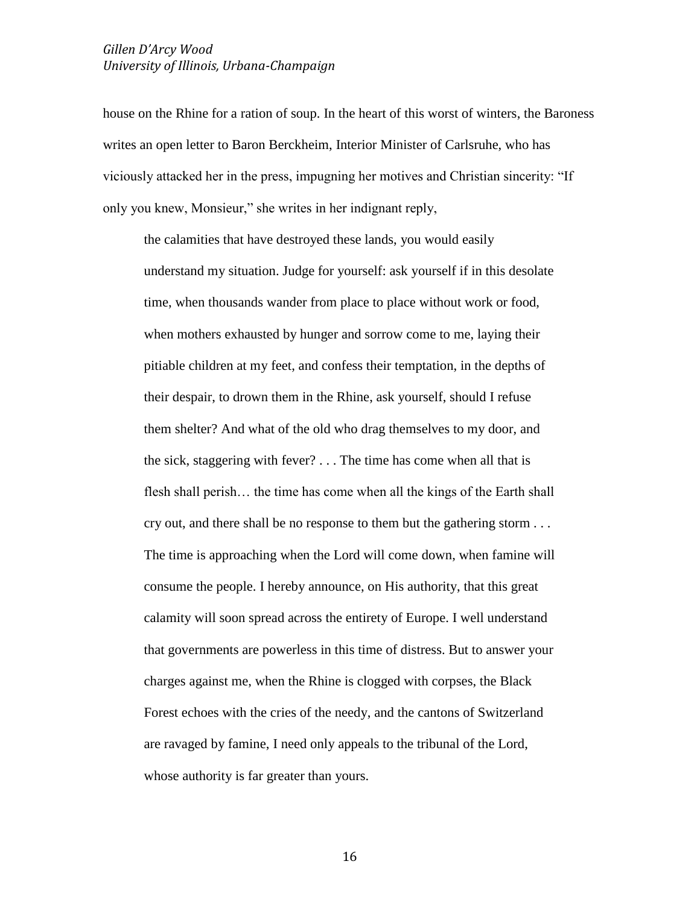house on the Rhine for a ration of soup. In the heart of this worst of winters, the Baroness writes an open letter to Baron Berckheim, Interior Minister of Carlsruhe, who has viciously attacked her in the press, impugning her motives and Christian sincerity: "If only you knew, Monsieur," she writes in her indignant reply,

> the calamities that have destroyed these lands, you would easily understand my situation. Judge for yourself: ask yourself if in this desolate time, when thousands wander from place to place without work or food, when mothers exhausted by hunger and sorrow come to me, laying their pitiable children at my feet, and confess their temptation, in the depths of their despair, to drown them in the Rhine, ask yourself, should I refuse them shelter? And what of the old who drag themselves to my door, and the sick, staggering with fever? . . . The time has come when all that is flesh shall perish… the time has come when all the kings of the Earth shall cry out, and there shall be no response to them but the gathering storm . . . The time is approaching when the Lord will come down, when famine will consume the people. I hereby announce, on His authority, that this great calamity will soon spread across the entirety of Europe. I well understand that governments are powerless in this time of distress. But to answer your charges against me, when the Rhine is clogged with corpses, the Black Forest echoes with the cries of the needy, and the cantons of Switzerland are ravaged by famine, I need only appeals to the tribunal of the Lord, whose authority is far greater than yours.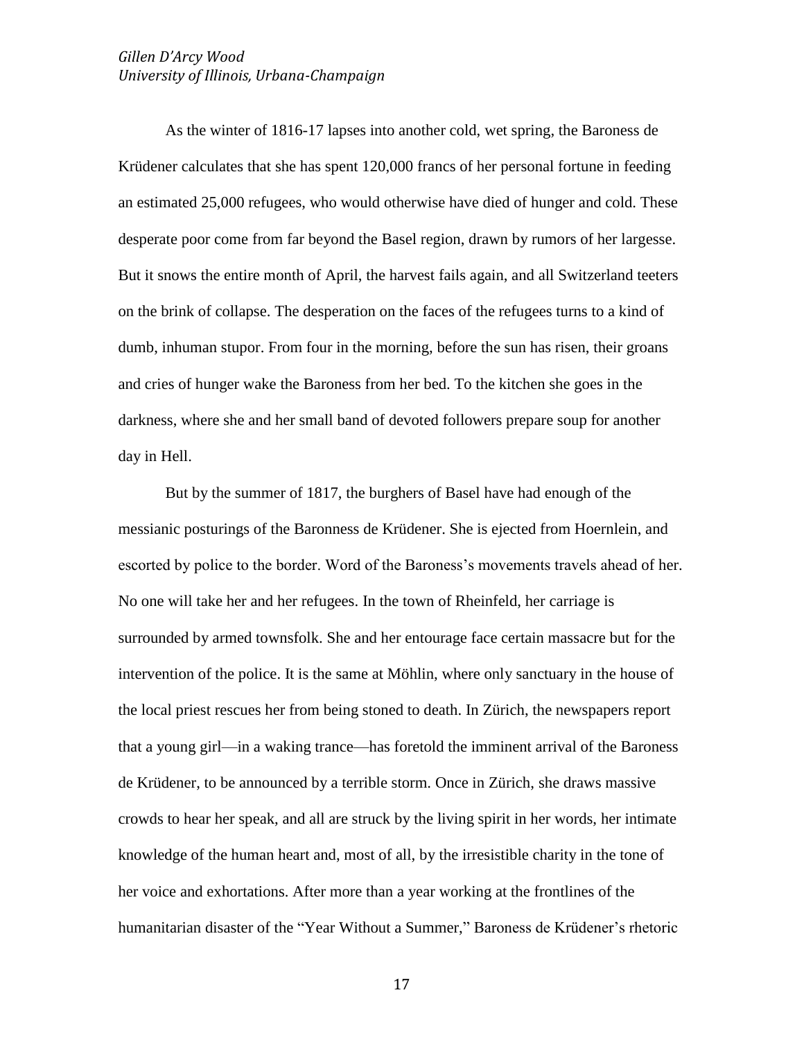As the winter of 1816-17 lapses into another cold, wet spring, the Baroness de Krüdener calculates that she has spent 120,000 francs of her personal fortune in feeding an estimated 25,000 refugees, who would otherwise have died of hunger and cold. These desperate poor come from far beyond the Basel region, drawn by rumors of her largesse. But it snows the entire month of April, the harvest fails again, and all Switzerland teeters on the brink of collapse. The desperation on the faces of the refugees turns to a kind of dumb, inhuman stupor. From four in the morning, before the sun has risen, their groans and cries of hunger wake the Baroness from her bed. To the kitchen she goes in the darkness, where she and her small band of devoted followers prepare soup for another day in Hell.

But by the summer of 1817, the burghers of Basel have had enough of the messianic posturings of the Baronness de Krüdener. She is ejected from Hoernlein, and escorted by police to the border. Word of the Baroness's movements travels ahead of her. No one will take her and her refugees. In the town of Rheinfeld, her carriage is surrounded by armed townsfolk. She and her entourage face certain massacre but for the intervention of the police. It is the same at Möhlin, where only sanctuary in the house of the local priest rescues her from being stoned to death. In Zürich, the newspapers report that a young girl—in a waking trance—has foretold the imminent arrival of the Baroness de Krüdener, to be announced by a terrible storm. Once in Zürich, she draws massive crowds to hear her speak, and all are struck by the living spirit in her words, her intimate knowledge of the human heart and, most of all, by the irresistible charity in the tone of her voice and exhortations. After more than a year working at the frontlines of the humanitarian disaster of the "Year Without a Summer," Baroness de Krüdener's rhetoric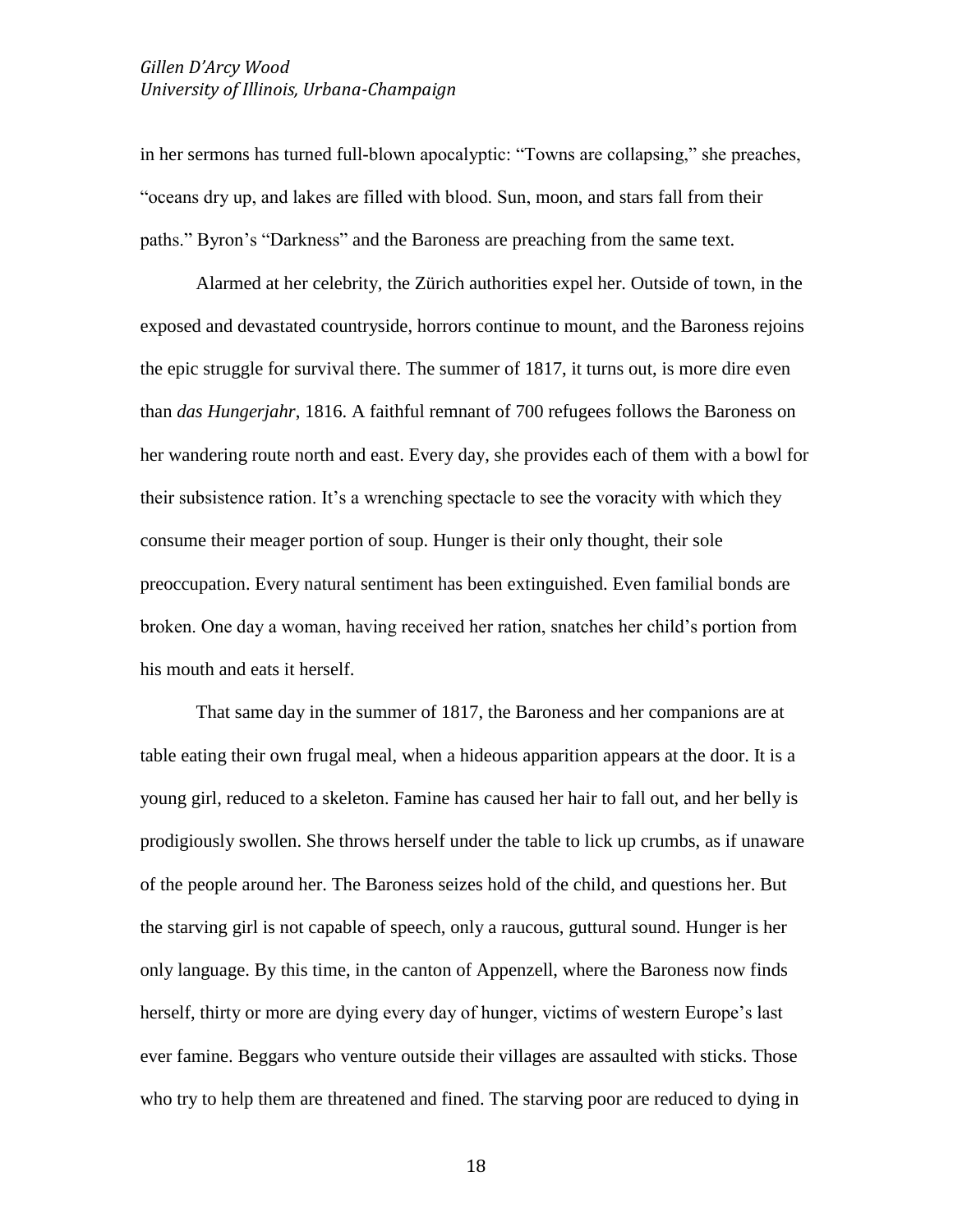in her sermons has turned full-blown apocalyptic: “Towns are collapsing,” she preaches, “oceans dry up, and lakes are filled with blood. Sun, moon, and stars fall from their paths.” Byron’s “Darkness” and the Baroness are preaching from the same text.

Alarmed at her celebrity, the Zürich authorities expel her. Outside of town, in the exposed and devastated countryside, horrors continue to mount, and the Baroness rejoins the epic struggle for survival there. The summer of 1817, it turns out, is more dire even than *das Hungerjahr*, 1816. A faithful remnant of 700 refugees follows the Baroness on her wandering route north and east. Every day, she provides each of them with a bowl for their subsistence ration. It’s a wrenching spectacle to see the voracity with which they consume their meager portion of soup. Hunger is their only thought, their sole preoccupation. Every natural sentiment has been extinguished. Even familial bonds are broken. One day a woman, having received her ration, snatches her child’s portion from his mouth and eats it herself.

That same day in the summer of 1817, the Baroness and her companions are at table eating their own frugal meal, when a hideous apparition appears at the door. It is a young girl, reduced to a skeleton. Famine has caused her hair to fall out, and her belly is prodigiously swollen. She throws herself under the table to lick up crumbs, as if unaware of the people around her. The Baroness seizes hold of the child, and questions her. But the starving girl is not capable of speech, only a raucous, guttural sound. Hunger is her only language. By this time, in the canton of Appenzell, where the Baroness now finds herself, thirty or more are dying every day of hunger, victims of western Europe’s last ever famine. Beggars who venture outside their villages are assaulted with sticks. Those who try to help them are threatened and fined. The starving poor are reduced to dying in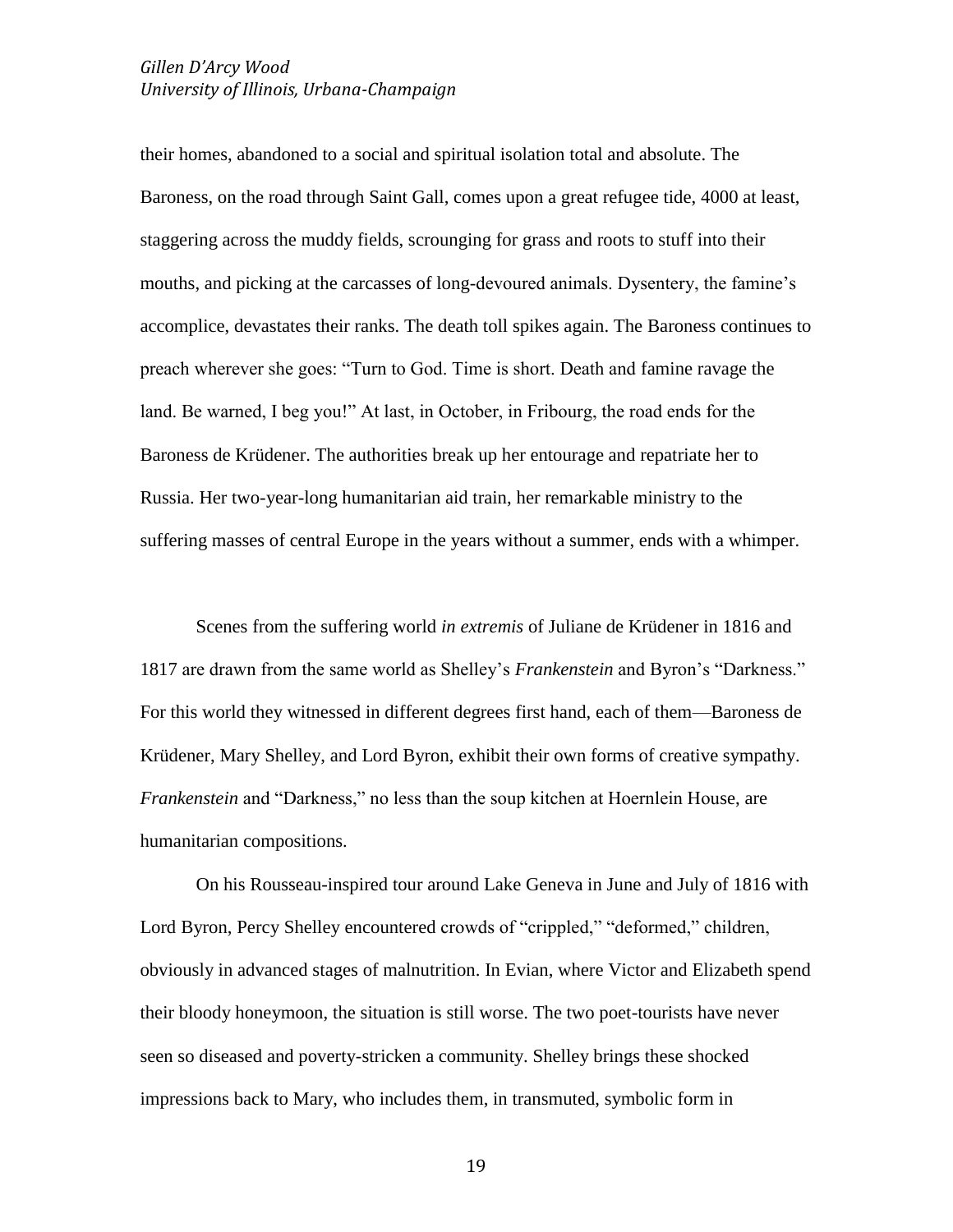their homes, abandoned to a social and spiritual isolation total and absolute. The Baroness, on the road through Saint Gall, comes upon a great refugee tide, 4000 at least, staggering across the muddy fields, scrounging for grass and roots to stuff into their mouths, and picking at the carcasses of long-devoured animals. Dysentery, the famine's accomplice, devastates their ranks. The death toll spikes again. The Baroness continues to preach wherever she goes: "Turn to God. Time is short. Death and famine ravage the land. Be warned, I beg you!" At last, in October, in Fribourg, the road ends for the Baroness de Krüdener. The authorities break up her entourage and repatriate her to Russia. Her two-year-long humanitarian aid train, her remarkable ministry to the suffering masses of central Europe in the years without a summer, ends with a whimper.

Scenes from the suffering world *in extremis* of Juliane de Krüdener in 1816 and 1817 are drawn from the same world as Shelley's *Frankenstein* and Byron's "Darkness." For this world they witnessed in different degrees first hand, each of them—Baroness de Krüdener, Mary Shelley, and Lord Byron, exhibit their own forms of creative sympathy. *Frankenstein* and "Darkness," no less than the soup kitchen at Hoernlein House, are humanitarian compositions.

On his Rousseau-inspired tour around Lake Geneva in June and July of 1816 with Lord Byron, Percy Shelley encountered crowds of "crippled," "deformed," children, obviously in advanced stages of malnutrition. In Evian, where Victor and Elizabeth spend their bloody honeymoon, the situation is still worse. The two poet-tourists have never seen so diseased and poverty-stricken a community. Shelley brings these shocked impressions back to Mary, who includes them, in transmuted, symbolic form in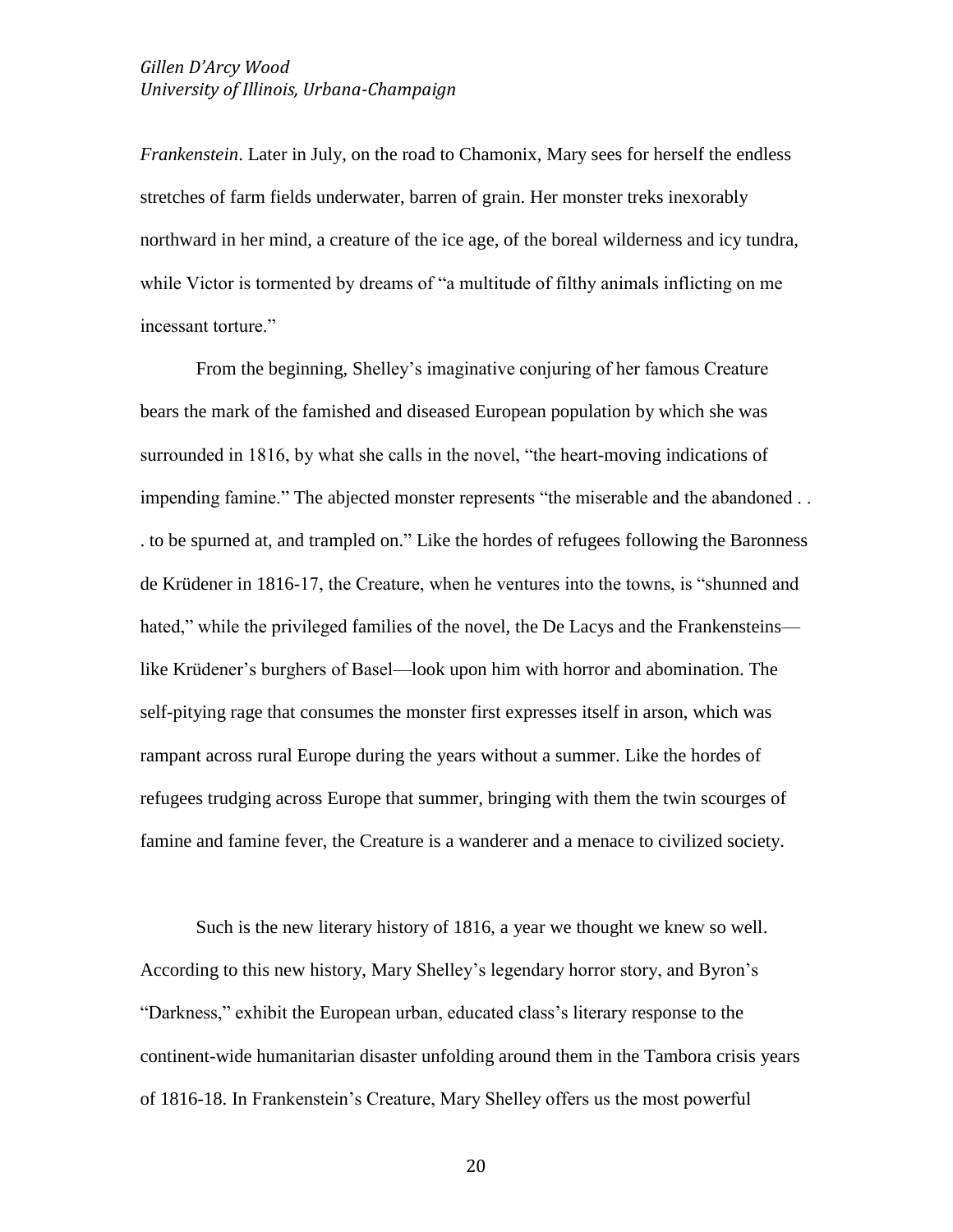*Frankenstein*. Later in July, on the road to Chamonix, Mary sees for herself the endless stretches of farm fields underwater, barren of grain. Her monster treks inexorably northward in her mind, a creature of the ice age, of the boreal wilderness and icy tundra, while Victor is tormented by dreams of "a multitude of filthy animals inflicting on me incessant torture."

From the beginning, Shelley's imaginative conjuring of her famous Creature bears the mark of the famished and diseased European population by which she was surrounded in 1816, by what she calls in the novel, "the heart-moving indications of impending famine." The abjected monster represents "the miserable and the abandoned . . . to be spurned at, and trampled on." Like the hordes of refugees following the Baronness de Krüdener in 1816-17, the Creature, when he ventures into the towns, is "shunned and hated," while the privileged families of the novel, the De Lacys and the Frankensteins—like Krüdener's burghers of Basel—look upon him with horror and abomination. The self-pitying rage that consumes the monster first expresses itself in arson, which was rampant across rural Europe during the years without a summer. Like the hordes of refugees trudging across Europe that summer, bringing with them the twin scourges of famine and famine fever, the Creature is a wanderer and a menace to civilized society.

Such is the new literary history of 1816, a year we thought we knew so well. According to this new history, Mary Shelley's legendary horror story, and Byron's "Darkness," exhibit the European urban, educated class's literary response to the continent-wide humanitarian disaster unfolding around them in the Tambora crisis years of 1816-18. In Frankenstein's Creature, Mary Shelley offers us the most powerful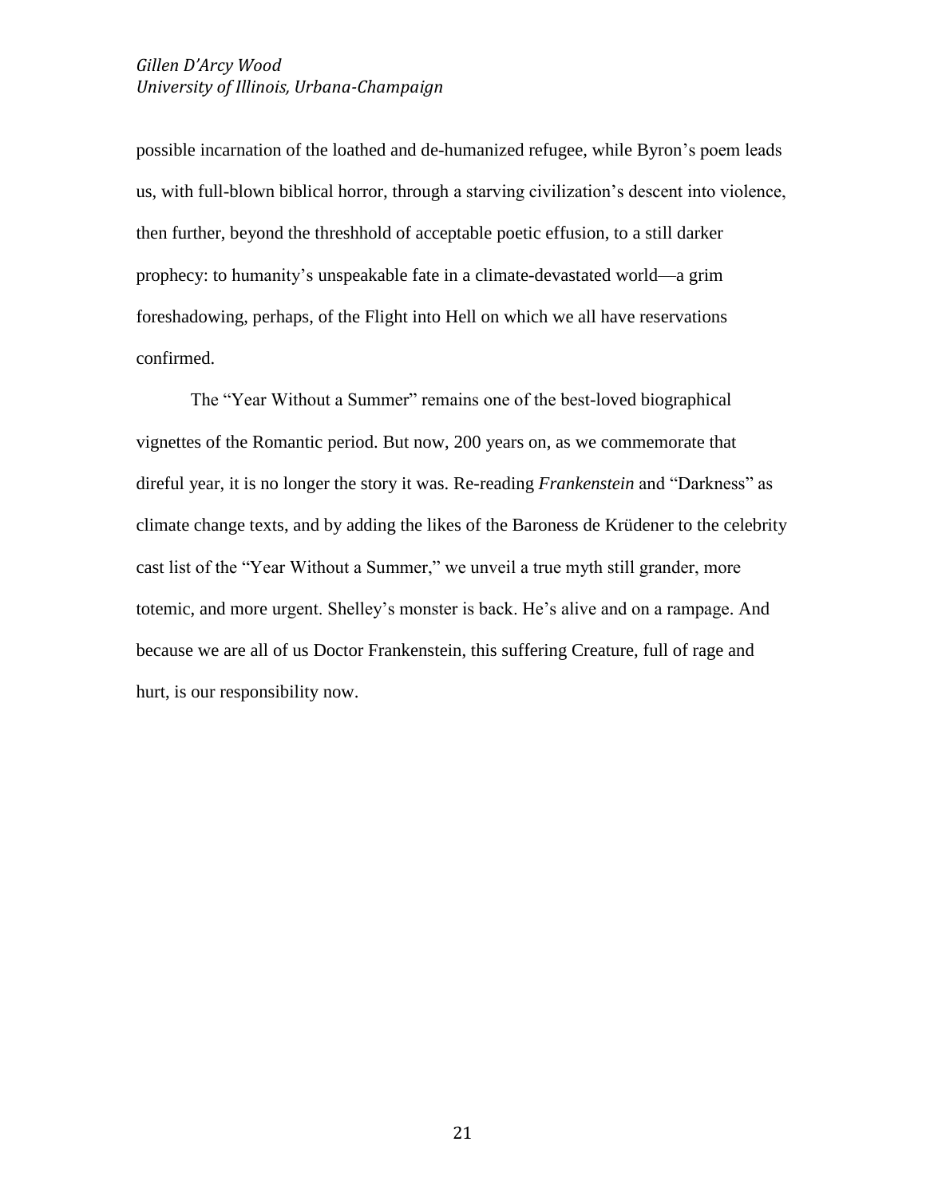possible incarnation of the loathed and de-humanized refugee, while Byron's poem leads us, with full-blown biblical horror, through a starving civilization's descent into violence, then further, beyond the threshhold of acceptable poetic effusion, to a still darker prophecy: to humanity's unspeakable fate in a climate-devastated world—a grim foreshadowing, perhaps, of the Flight into Hell on which we all have reservations confirmed.

The "Year Without a Summer" remains one of the best-loved biographical vignettes of the Romantic period. But now, 200 years on, as we commemorate that direful year, it is no longer the story it was. Re-reading *Frankenstein* and "Darkness" as climate change texts, and by adding the likes of the Baroness de Krüdener to the celebrity cast list of the "Year Without a Summer," we unveil a true myth still grander, more totemic, and more urgent. Shelley's monster is back. He's alive and on a rampage. And because we are all of us Doctor Frankenstein, this suffering Creature, full of rage and hurt, is our responsibility now.